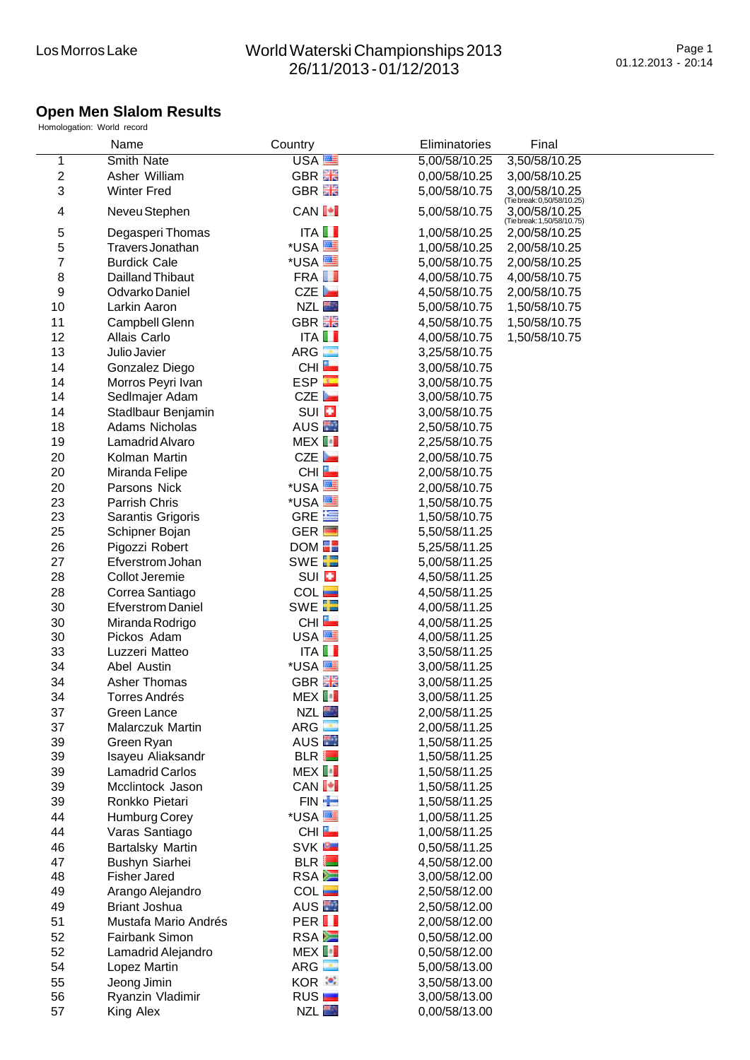Los Morros Lake

World Waterski Championships 2013
26/11/2013 - 01/12/2013

## Open Men Slalom Results

Homologation: World record

| | Name | Country | Eliminatories | Final |
|---|---|---|---|---|
| 1 | Smith Nate | USA | 5,00/58/10.25 | 3,50/58/10.25 |
| 2 | Asher William | GBR | 0,00/58/10.25 | 3,00/58/10.25 |
| 3 | Winter Fred | GBR | 5,00/58/10.75 | 3,00/58/10.25 (Tie break: 0,50/58/10.25) |
| 4 | Neveu Stephen | CAN | 5,00/58/10.75 | 3,00/58/10.25 (Tie break: 1,50/58/10.75) |
| 5 | Degasperi Thomas | ITA | 1,00/58/10.25 | 2,00/58/10.25 |
| 5 | Travers Jonathan | *USA | 1,00/58/10.25 | 2,00/58/10.25 |
| 7 | Burdick Cale | *USA | 5,00/58/10.75 | 2,00/58/10.25 |
| 8 | Dailland Thibaut | FRA | 4,00/58/10.75 | 4,00/58/10.75 |
| 9 | Odvarko Daniel | CZE | 4,50/58/10.75 | 2,00/58/10.75 |
| 10 | Larkin Aaron | NZL | 5,00/58/10.75 | 1,50/58/10.75 |
| 11 | Campbell Glenn | GBR | 4,50/58/10.75 | 1,50/58/10.75 |
| 12 | Allais Carlo | ITA | 4,00/58/10.75 | 1,50/58/10.75 |
| 13 | Julio Javier | ARG | 3,25/58/10.75 | |
| 14 | Gonzalez Diego | CHI | 3,00/58/10.75 | |
| 14 | Morros Peyri Ivan | ESP | 3,00/58/10.75 | |
| 14 | Sedlmajer Adam | CZE | 3,00/58/10.75 | |
| 14 | Stadlbaur Benjamin | SUI | 3,00/58/10.75 | |
| 18 | Adams Nicholas | AUS | 2,50/58/10.75 | |
| 19 | Lamadrid Alvaro | MEX | 2,25/58/10.75 | |
| 20 | Kolman Martin | CZE | 2,00/58/10.75 | |
| 20 | Miranda Felipe | CHI | 2,00/58/10.75 | |
| 20 | Parsons Nick | *USA | 2,00/58/10.75 | |
| 23 | Parrish Chris | *USA | 1,50/58/10.75 | |
| 23 | Sarantis Grigoris | GRE | 1,50/58/10.75 | |
| 25 | Schipner Bojan | GER | 5,50/58/11.25 | |
| 26 | Pigozzi Robert | DOM | 5,25/58/11.25 | |
| 27 | Efverstrom Johan | SWE | 5,00/58/11.25 | |
| 28 | Collot Jeremie | SUI | 4,50/58/11.25 | |
| 28 | Correa Santiago | COL | 4,50/58/11.25 | |
| 30 | Efverstrom Daniel | SWE | 4,00/58/11.25 | |
| 30 | Miranda Rodrigo | CHI | 4,00/58/11.25 | |
| 30 | Pickos Adam | USA | 4,00/58/11.25 | |
| 33 | Luzzeri Matteo | ITA | 3,50/58/11.25 | |
| 34 | Abel Austin | *USA | 3,00/58/11.25 | |
| 34 | Asher Thomas | GBR | 3,00/58/11.25 | |
| 34 | Torres Andrés | MEX | 3,00/58/11.25 | |
| 37 | Green Lance | NZL | 2,00/58/11.25 | |
| 37 | Malarczuk Martin | ARG | 2,00/58/11.25 | |
| 39 | Green Ryan | AUS | 1,50/58/11.25 | |
| 39 | Isayeu Aliaksandr | BLR | 1,50/58/11.25 | |
| 39 | Lamadrid Carlos | MEX | 1,50/58/11.25 | |
| 39 | Mcclintock Jason | CAN | 1,50/58/11.25 | |
| 39 | Ronkko Pietari | FIN | 1,50/58/11.25 | |
| 44 | Humburg Corey | *USA | 1,00/58/11.25 | |
| 44 | Varas Santiago | CHI | 1,00/58/11.25 | |
| 46 | Bartalsky Martin | SVK | 0,50/58/11.25 | |
| 47 | Bushyn Siarhei | BLR | 4,50/58/12.00 | |
| 48 | Fisher Jared | RSA | 3,00/58/12.00 | |
| 49 | Arango Alejandro | COL | 2,50/58/12.00 | |
| 49 | Briant Joshua | AUS | 2,50/58/12.00 | |
| 51 | Mustafa Mario Andrés | PER | 2,00/58/12.00 | |
| 52 | Fairbank Simon | RSA | 0,50/58/12.00 | |
| 52 | Lamadrid Alejandro | MEX | 0,50/58/12.00 | |
| 54 | Lopez Martin | ARG | 5,00/58/13.00 | |
| 55 | Jeong Jimin | KOR | 3,50/58/13.00 | |
| 56 | Ryanzin Vladimir | RUS | 3,00/58/13.00 | |
| 57 | King Alex | NZL | 0,00/58/13.00 | |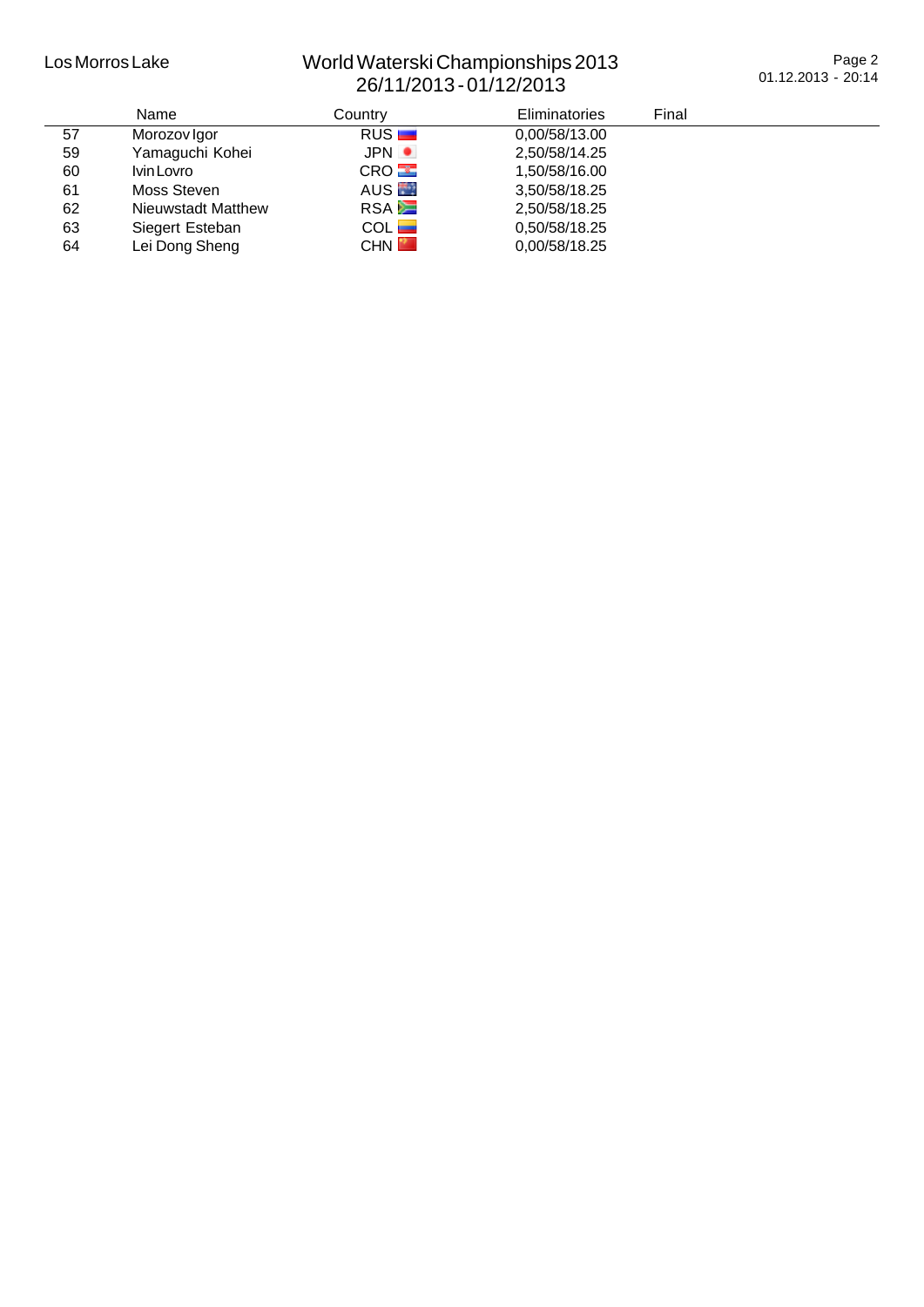| | Name | Country | Eliminatories | Final |
|---|---|---|---|---|
| 57 | Morozov Igor | RUS | 0,00/58/13.00 | |
| 59 | Yamaguchi Kohei | JPN | 2,50/58/14.25 | |
| 60 | Ivin Lovro | CRO | 1,50/58/16.00 | |
| 61 | Moss Steven | AUS | 3,50/58/18.25 | |
| 62 | Nieuwstadt Matthew | RSA | 2,50/58/18.25 | |
| 63 | Siegert Esteban | COL | 0,50/58/18.25 | |
| 64 | Lei Dong Sheng | CHN | 0,00/58/18.25 | |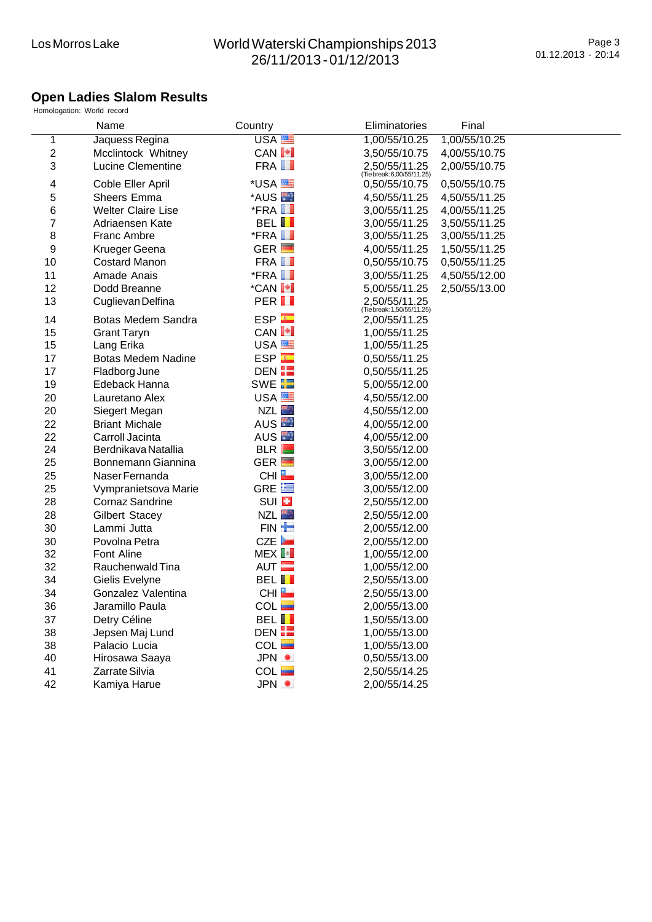Los Morros Lake

World Waterski Championships 2013
26/11/2013 - 01/12/2013

## Open Ladies Slalom Results

Homologation: World record

| | Name | Country | Eliminatories | Final |
|---|---|---|---|---|
| 1 | Jaquess Regina | USA | 1,00/55/10.25 | 1,00/55/10.25 |
| 2 | Mcclintock Whitney | CAN | 3,50/55/10.75 | 4,00/55/10.75 |
| 3 | Lucine Clementine | FRA | 2,50/55/11.25 (Tie break: 6,00/55/11.25) | 2,00/55/10.75 |
| 4 | Coble Eller April | *USA | 0,50/55/10.75 | 0,50/55/10.75 |
| 5 | Sheers Emma | *AUS | 4,50/55/11.25 | 4,50/55/11.25 |
| 6 | Welter Claire Lise | *FRA | 3,00/55/11.25 | 4,00/55/11.25 |
| 7 | Adriaensen Kate | BEL | 3,00/55/11.25 | 3,50/55/11.25 |
| 8 | Franc Ambre | *FRA | 3,00/55/11.25 | 3,00/55/11.25 |
| 9 | Krueger Geena | GER | 4,00/55/11.25 | 1,50/55/11.25 |
| 10 | Costard Manon | FRA | 0,50/55/10.75 | 0,50/55/11.25 |
| 11 | Amade Anais | *FRA | 3,00/55/11.25 | 4,50/55/12.00 |
| 12 | Dodd Breanne | *CAN | 5,00/55/11.25 | 2,50/55/13.00 |
| 13 | Cuglievan Delfina | PER | 2,50/55/11.25 (Tie break: 1,50/55/11.25) | |
| 14 | Botas Medem Sandra | ESP | 2,00/55/11.25 | |
| 15 | Grant Taryn | CAN | 1,00/55/11.25 | |
| 15 | Lang Erika | USA | 1,00/55/11.25 | |
| 17 | Botas Medem Nadine | ESP | 0,50/55/11.25 | |
| 17 | Fladborg June | DEN | 0,50/55/11.25 | |
| 19 | Edeback Hanna | SWE | 5,00/55/12.00 | |
| 20 | Lauretano Alex | USA | 4,50/55/12.00 | |
| 20 | Siegert Megan | NZL | 4,50/55/12.00 | |
| 22 | Briant Michale | AUS | 4,00/55/12.00 | |
| 22 | Carroll Jacinta | AUS | 4,00/55/12.00 | |
| 24 | Berdnikava Natallia | BLR | 3,50/55/12.00 | |
| 25 | Bonnemann Giannina | GER | 3,00/55/12.00 | |
| 25 | Naser Fernanda | CHI | 3,00/55/12.00 | |
| 25 | Vympranietsova Marie | GRE | 3,00/55/12.00 | |
| 28 | Cornaz Sandrine | SUI | 2,50/55/12.00 | |
| 28 | Gilbert Stacey | NZL | 2,50/55/12.00 | |
| 30 | Lammi Jutta | FIN | 2,00/55/12.00 | |
| 30 | Povolna Petra | CZE | 2,00/55/12.00 | |
| 32 | Font Aline | MEX | 1,00/55/12.00 | |
| 32 | Rauchenwald Tina | AUT | 1,00/55/12.00 | |
| 34 | Gielis Evelyne | BEL | 2,50/55/13.00 | |
| 34 | Gonzalez Valentina | CHI | 2,50/55/13.00 | |
| 36 | Jaramillo Paula | COL | 2,00/55/13.00 | |
| 37 | Detry Céline | BEL | 1,50/55/13.00 | |
| 38 | Jepsen Maj Lund | DEN | 1,00/55/13.00 | |
| 38 | Palacio Lucia | COL | 1,00/55/13.00 | |
| 40 | Hirosawa Saaya | JPN | 0,50/55/13.00 | |
| 41 | Zarrate Silvia | COL | 2,50/55/14.25 | |
| 42 | Kamiya Harue | JPN | 2,00/55/14.25 | |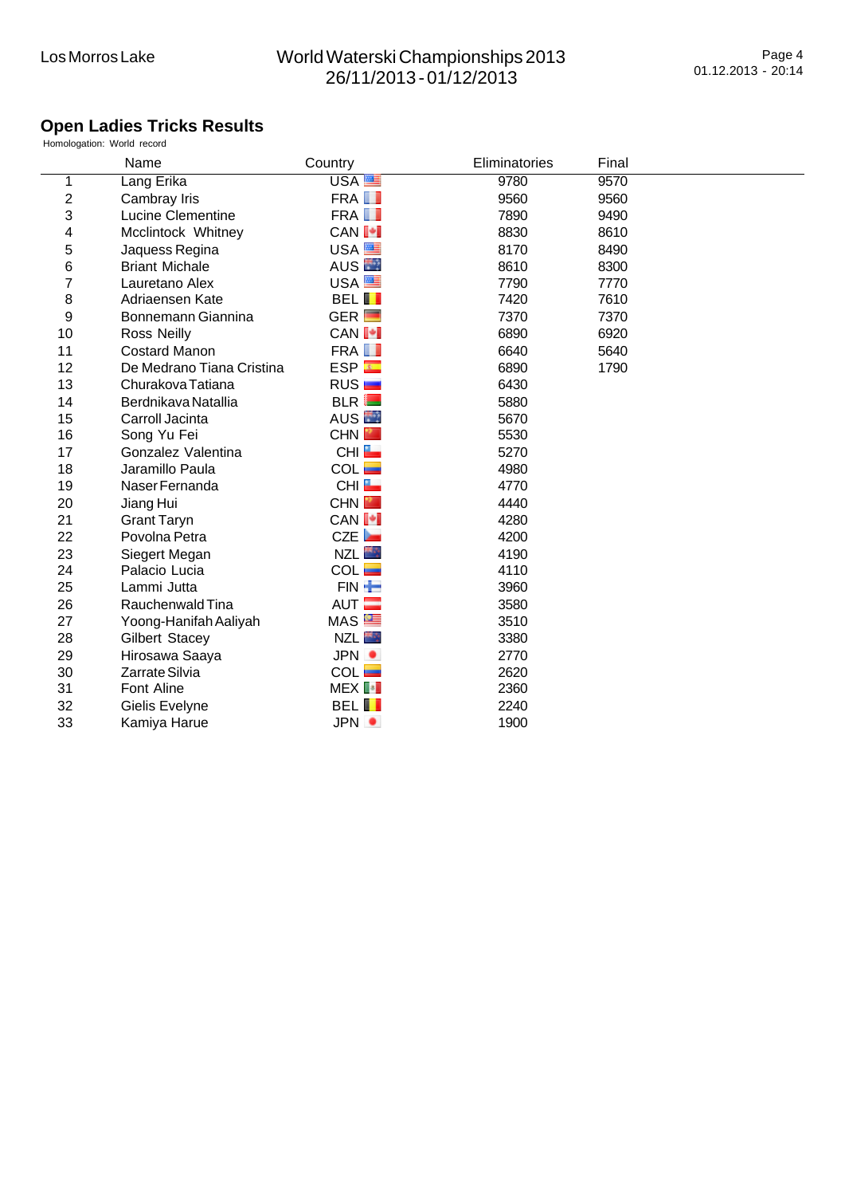## Open Ladies Tricks Results

Homologation: World record

| | Name | Country | Eliminatories | Final |
|---|---|---|---|---|
| 1 | Lang Erika | USA | 9780 | 9570 |
| 2 | Cambray Iris | FRA | 9560 | 9560 |
| 3 | Lucine Clementine | FRA | 7890 | 9490 |
| 4 | Mcclintock Whitney | CAN | 8830 | 8610 |
| 5 | Jaquess Regina | USA | 8170 | 8490 |
| 6 | Briant Michale | AUS | 8610 | 8300 |
| 7 | Lauretano Alex | USA | 7790 | 7770 |
| 8 | Adriaensen Kate | BEL | 7420 | 7610 |
| 9 | Bonnemann Giannina | GER | 7370 | 7370 |
| 10 | Ross Neilly | CAN | 6890 | 6920 |
| 11 | Costard Manon | FRA | 6640 | 5640 |
| 12 | De Medrano Tiana Cristina | ESP | 6890 | 1790 |
| 13 | Churakova Tatiana | RUS | 6430 | |
| 14 | Berdnikava Natallia | BLR | 5880 | |
| 15 | Carroll Jacinta | AUS | 5670 | |
| 16 | Song Yu Fei | CHN | 5530 | |
| 17 | Gonzalez Valentina | CHI | 5270 | |
| 18 | Jaramillo Paula | COL | 4980 | |
| 19 | Naser Fernanda | CHI | 4770 | |
| 20 | Jiang Hui | CHN | 4440 | |
| 21 | Grant Taryn | CAN | 4280 | |
| 22 | Povolna Petra | CZE | 4200 | |
| 23 | Siegert Megan | NZL | 4190 | |
| 24 | Palacio Lucia | COL | 4110 | |
| 25 | Lammi Jutta | FIN | 3960 | |
| 26 | Rauchenwald Tina | AUT | 3580 | |
| 27 | Yoong-Hanifah Aaliyah | MAS | 3510 | |
| 28 | Gilbert Stacey | NZL | 3380 | |
| 29 | Hirosawa Saaya | JPN | 2770 | |
| 30 | Zarrate Silvia | COL | 2620 | |
| 31 | Font Aline | MEX | 2360 | |
| 32 | Gielis Evelyne | BEL | 2240 | |
| 33 | Kamiya Harue | JPN | 1900 | |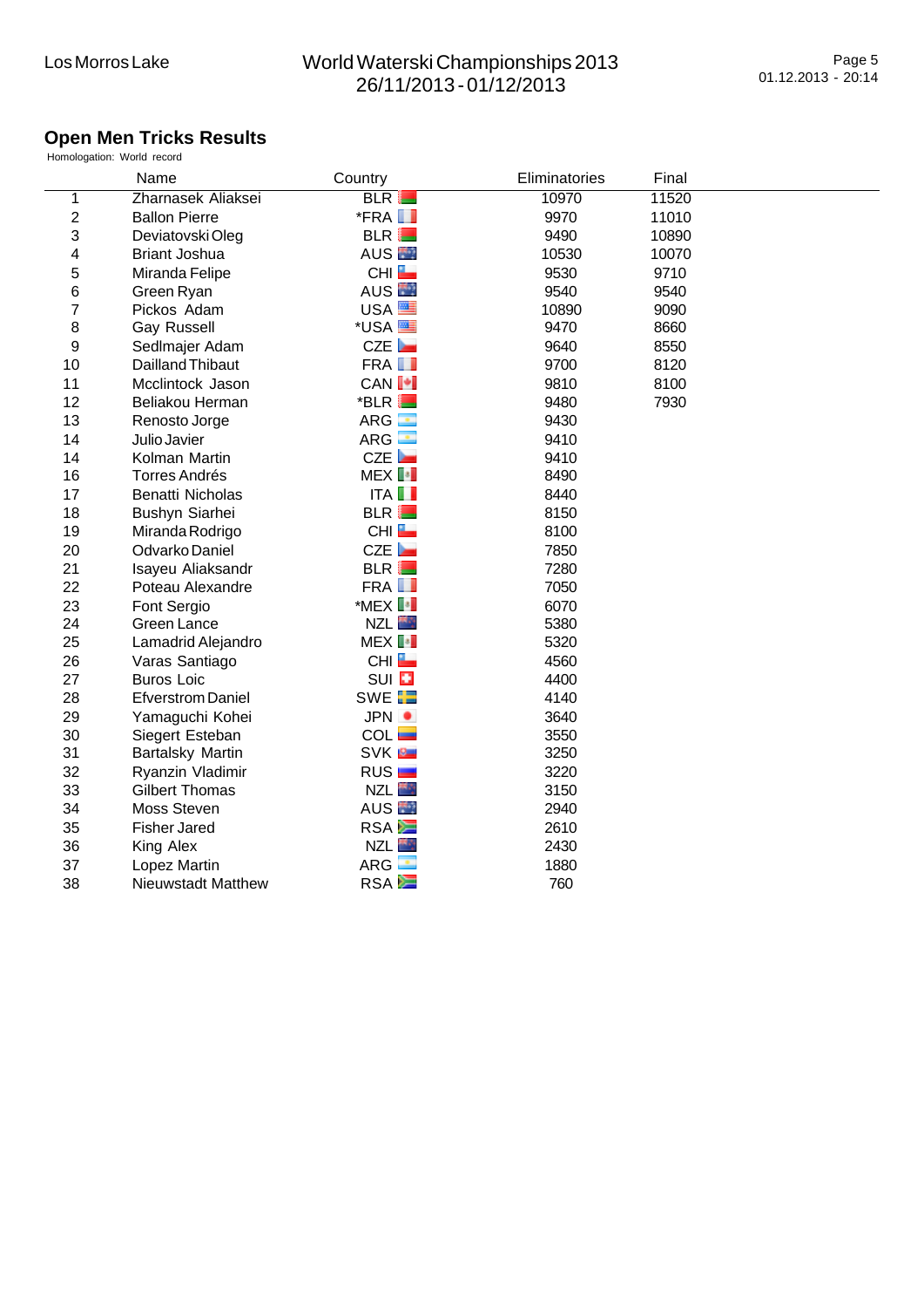## Open Men Tricks Results

Homologation: World record

|  | Name | Country | Eliminatories | Final |
|---|---|---|---|---|
| 1 | Zharnasek Aliaksei | BLR | 10970 | 11520 |
| 2 | Ballon Pierre | *FRA | 9970 | 11010 |
| 3 | Deviatovski Oleg | BLR | 9490 | 10890 |
| 4 | Briant Joshua | AUS | 10530 | 10070 |
| 5 | Miranda Felipe | CHI | 9530 | 9710 |
| 6 | Green Ryan | AUS | 9540 | 9540 |
| 7 | Pickos Adam | USA | 10890 | 9090 |
| 8 | Gay Russell | *USA | 9470 | 8660 |
| 9 | Sedlmajer Adam | CZE | 9640 | 8550 |
| 10 | Dailland Thibaut | FRA | 9700 | 8120 |
| 11 | Mcclintock Jason | CAN | 9810 | 8100 |
| 12 | Beliakou Herman | *BLR | 9480 | 7930 |
| 13 | Renosto Jorge | ARG | 9430 |  |
| 14 | Julio Javier | ARG | 9410 |  |
| 14 | Kolman Martin | CZE | 9410 |  |
| 16 | Torres Andrés | MEX | 8490 |  |
| 17 | Benatti Nicholas | ITA | 8440 |  |
| 18 | Bushyn Siarhei | BLR | 8150 |  |
| 19 | Miranda Rodrigo | CHI | 8100 |  |
| 20 | Odvarko Daniel | CZE | 7850 |  |
| 21 | Isayeu Aliaksandr | BLR | 7280 |  |
| 22 | Poteau Alexandre | FRA | 7050 |  |
| 23 | Font Sergio | *MEX | 6070 |  |
| 24 | Green Lance | NZL | 5380 |  |
| 25 | Lamadrid Alejandro | MEX | 5320 |  |
| 26 | Varas Santiago | CHI | 4560 |  |
| 27 | Buros Loic | SUI | 4400 |  |
| 28 | Efverstrom Daniel | SWE | 4140 |  |
| 29 | Yamaguchi Kohei | JPN | 3640 |  |
| 30 | Siegert Esteban | COL | 3550 |  |
| 31 | Bartalsky Martin | SVK | 3250 |  |
| 32 | Ryanzin Vladimir | RUS | 3220 |  |
| 33 | Gilbert Thomas | NZL | 3150 |  |
| 34 | Moss Steven | AUS | 2940 |  |
| 35 | Fisher Jared | RSA | 2610 |  |
| 36 | King Alex | NZL | 2430 |  |
| 37 | Lopez Martin | ARG | 1880 |  |
| 38 | Nieuwstadt Matthew | RSA | 760 |  |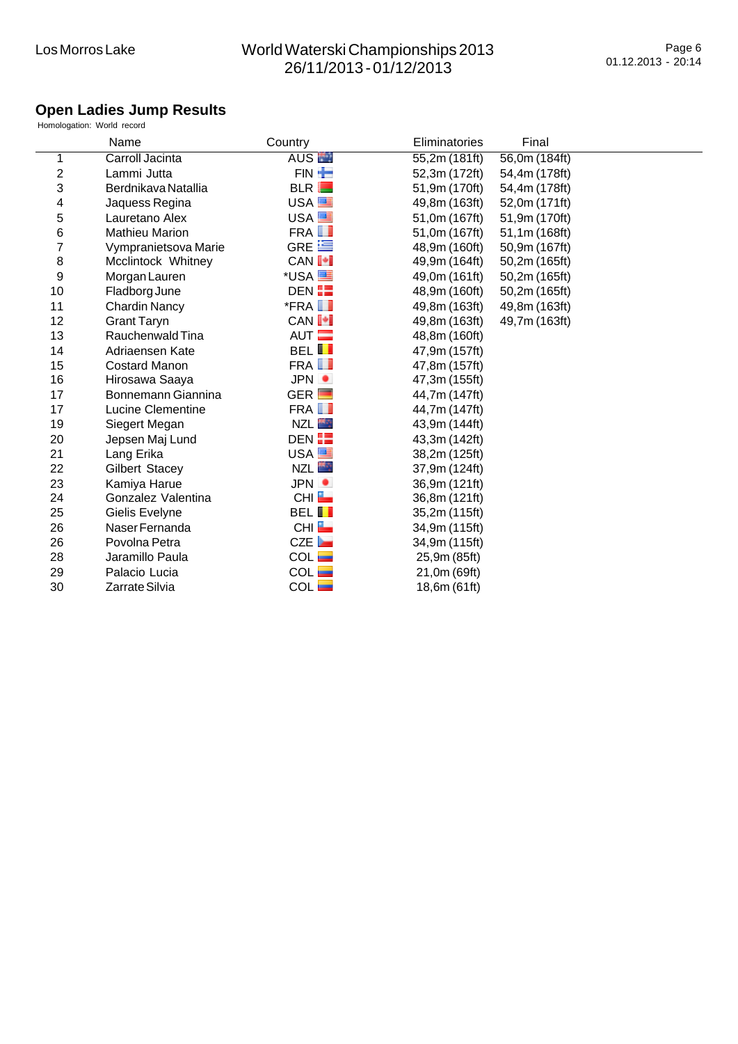Los Morros Lake

World Waterski Championships 2013
26/11/2013 - 01/12/2013

## Open Ladies Jump Results

Homologation: World record

| | Name | Country | Eliminatories | Final |
|---|---|---|---|---|
| 1 | Carroll Jacinta | AUS | 55,2m (181ft) | 56,0m (184ft) |
| 2 | Lammi Jutta | FIN | 52,3m (172ft) | 54,4m (178ft) |
| 3 | Berdnikava Natallia | BLR | 51,9m (170ft) | 54,4m (178ft) |
| 4 | Jaquess Regina | USA | 49,8m (163ft) | 52,0m (171ft) |
| 5 | Lauretano Alex | USA | 51,0m (167ft) | 51,9m (170ft) |
| 6 | Mathieu Marion | FRA | 51,0m (167ft) | 51,1m (168ft) |
| 7 | Vympranietsova Marie | GRE | 48,9m (160ft) | 50,9m (167ft) |
| 8 | Mcclintock Whitney | CAN | 49,9m (164ft) | 50,2m (165ft) |
| 9 | Morgan Lauren | *USA | 49,0m (161ft) | 50,2m (165ft) |
| 10 | Fladborg June | DEN | 48,9m (160ft) | 50,2m (165ft) |
| 11 | Chardin Nancy | *FRA | 49,8m (163ft) | 49,8m (163ft) |
| 12 | Grant Taryn | CAN | 49,8m (163ft) | 49,7m (163ft) |
| 13 | Rauchenwald Tina | AUT | 48,8m (160ft) | |
| 14 | Adriaensen Kate | BEL | 47,9m (157ft) | |
| 15 | Costard Manon | FRA | 47,8m (157ft) | |
| 16 | Hirosawa Saaya | JPN | 47,3m (155ft) | |
| 17 | Bonnemann Giannina | GER | 44,7m (147ft) | |
| 17 | Lucine Clementine | FRA | 44,7m (147ft) | |
| 19 | Siegert Megan | NZL | 43,9m (144ft) | |
| 20 | Jepsen Maj Lund | DEN | 43,3m (142ft) | |
| 21 | Lang Erika | USA | 38,2m (125ft) | |
| 22 | Gilbert Stacey | NZL | 37,9m (124ft) | |
| 23 | Kamiya Harue | JPN | 36,9m (121ft) | |
| 24 | Gonzalez Valentina | CHI | 36,8m (121ft) | |
| 25 | Gielis Evelyne | BEL | 35,2m (115ft) | |
| 26 | Naser Fernanda | CHI | 34,9m (115ft) | |
| 26 | Povolna Petra | CZE | 34,9m (115ft) | |
| 28 | Jaramillo Paula | COL | 25,9m (85ft) | |
| 29 | Palacio Lucia | COL | 21,0m (69ft) | |
| 30 | Zarrate Silvia | COL | 18,6m (61ft) | |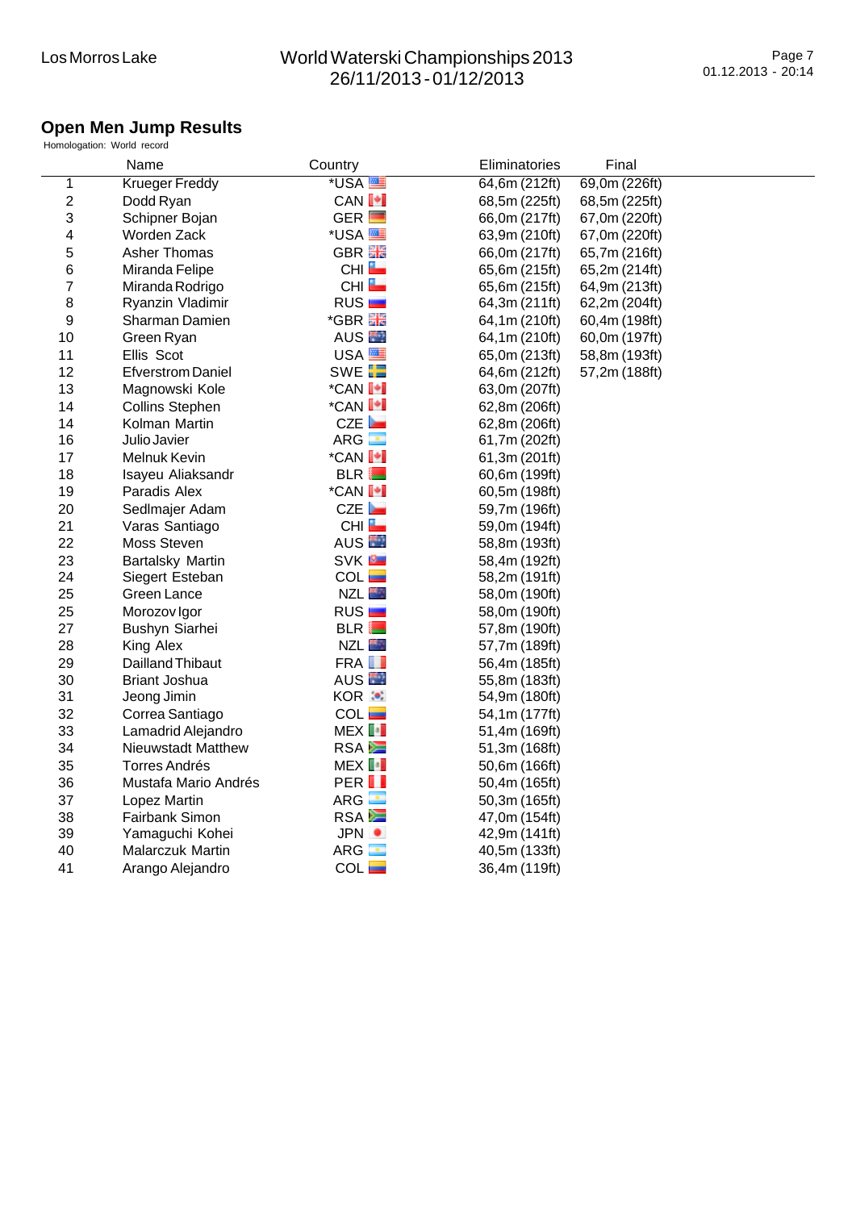## Open Men Jump Results

Homologation: World record

| | Name | Country | Eliminatories | Final |
|---|---|---|---|---|
| 1 | Krueger Freddy | *USA | 64,6m (212ft) | 69,0m (226ft) |
| 2 | Dodd Ryan | CAN | 68,5m (225ft) | 68,5m (225ft) |
| 3 | Schipner Bojan | GER | 66,0m (217ft) | 67,0m (220ft) |
| 4 | Worden Zack | *USA | 63,9m (210ft) | 67,0m (220ft) |
| 5 | Asher Thomas | GBR | 66,0m (217ft) | 65,7m (216ft) |
| 6 | Miranda Felipe | CHI | 65,6m (215ft) | 65,2m (214ft) |
| 7 | Miranda Rodrigo | CHI | 65,6m (215ft) | 64,9m (213ft) |
| 8 | Ryanzin Vladimir | RUS | 64,3m (211ft) | 62,2m (204ft) |
| 9 | Sharman Damien | *GBR | 64,1m (210ft) | 60,4m (198ft) |
| 10 | Green Ryan | AUS | 64,1m (210ft) | 60,0m (197ft) |
| 11 | Ellis Scot | USA | 65,0m (213ft) | 58,8m (193ft) |
| 12 | Efverstrom Daniel | SWE | 64,6m (212ft) | 57,2m (188ft) |
| 13 | Magnowski Kole | *CAN | 63,0m (207ft) | |
| 14 | Collins Stephen | *CAN | 62,8m (206ft) | |
| 14 | Kolman Martin | CZE | 62,8m (206ft) | |
| 16 | Julio Javier | ARG | 61,7m (202ft) | |
| 17 | Melnuk Kevin | *CAN | 61,3m (201ft) | |
| 18 | Isayeu Aliaksandr | BLR | 60,6m (199ft) | |
| 19 | Paradis Alex | *CAN | 60,5m (198ft) | |
| 20 | Sedlmajer Adam | CZE | 59,7m (196ft) | |
| 21 | Varas Santiago | CHI | 59,0m (194ft) | |
| 22 | Moss Steven | AUS | 58,8m (193ft) | |
| 23 | Bartalsky Martin | SVK | 58,4m (192ft) | |
| 24 | Siegert Esteban | COL | 58,2m (191ft) | |
| 25 | Green Lance | NZL | 58,0m (190ft) | |
| 25 | Morozov Igor | RUS | 58,0m (190ft) | |
| 27 | Bushyn Siarhei | BLR | 57,8m (190ft) | |
| 28 | King Alex | NZL | 57,7m (189ft) | |
| 29 | Dailland Thibaut | FRA | 56,4m (185ft) | |
| 30 | Briant Joshua | AUS | 55,8m (183ft) | |
| 31 | Jeong Jimin | KOR | 54,9m (180ft) | |
| 32 | Correa Santiago | COL | 54,1m (177ft) | |
| 33 | Lamadrid Alejandro | MEX | 51,4m (169ft) | |
| 34 | Nieuwstadt Matthew | RSA | 51,3m (168ft) | |
| 35 | Torres Andrés | MEX | 50,6m (166ft) | |
| 36 | Mustafa Mario Andrés | PER | 50,4m (165ft) | |
| 37 | Lopez Martin | ARG | 50,3m (165ft) | |
| 38 | Fairbank Simon | RSA | 47,0m (154ft) | |
| 39 | Yamaguchi Kohei | JPN | 42,9m (141ft) | |
| 40 | Malarczuk Martin | ARG | 40,5m (133ft) | |
| 41 | Arango Alejandro | COL | 36,4m (119ft) | |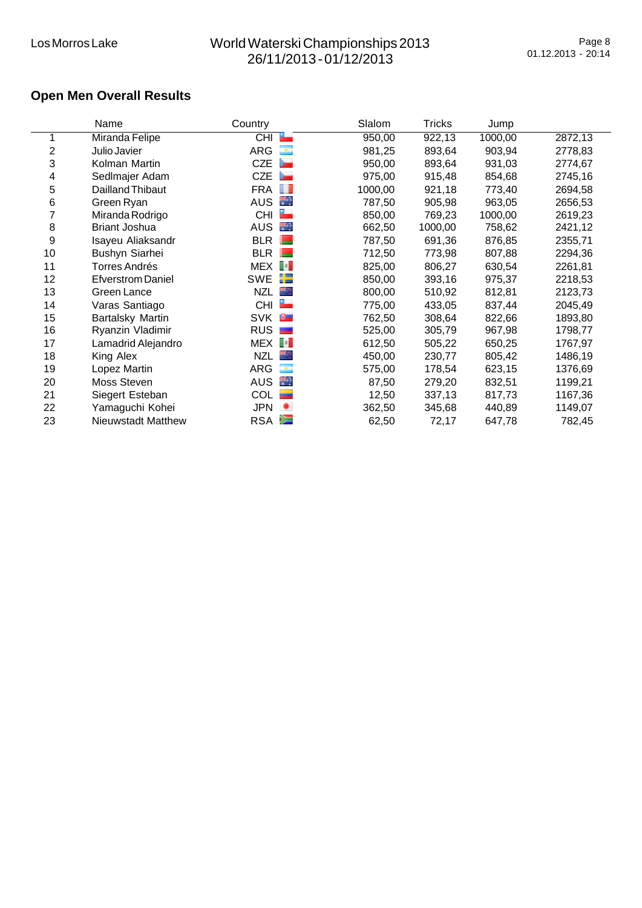## Open Men Overall Results

| | Name | Country | Slalom | Tricks | Jump | |
|---|---|---|---|---|---|---|
| 1 | Miranda Felipe | CHI | 950,00 | 922,13 | 1000,00 | 2872,13 |
| 2 | Julio Javier | ARG | 981,25 | 893,64 | 903,94 | 2778,83 |
| 3 | Kolman Martin | CZE | 950,00 | 893,64 | 931,03 | 2774,67 |
| 4 | Sedlmajer Adam | CZE | 975,00 | 915,48 | 854,68 | 2745,16 |
| 5 | Dailland Thibaut | FRA | 1000,00 | 921,18 | 773,40 | 2694,58 |
| 6 | Green Ryan | AUS | 787,50 | 905,98 | 963,05 | 2656,53 |
| 7 | Miranda Rodrigo | CHI | 850,00 | 769,23 | 1000,00 | 2619,23 |
| 8 | Briant Joshua | AUS | 662,50 | 1000,00 | 758,62 | 2421,12 |
| 9 | Isayeu Aliaksandr | BLR | 787,50 | 691,36 | 876,85 | 2355,71 |
| 10 | Bushyn Siarhei | BLR | 712,50 | 773,98 | 807,88 | 2294,36 |
| 11 | Torres Andrés | MEX | 825,00 | 806,27 | 630,54 | 2261,81 |
| 12 | Efverstrom Daniel | SWE | 850,00 | 393,16 | 975,37 | 2218,53 |
| 13 | Green Lance | NZL | 800,00 | 510,92 | 812,81 | 2123,73 |
| 14 | Varas Santiago | CHI | 775,00 | 433,05 | 837,44 | 2045,49 |
| 15 | Bartalsky Martin | SVK | 762,50 | 308,64 | 822,66 | 1893,80 |
| 16 | Ryanzin Vladimir | RUS | 525,00 | 305,79 | 967,98 | 1798,77 |
| 17 | Lamadrid Alejandro | MEX | 612,50 | 505,22 | 650,25 | 1767,97 |
| 18 | King Alex | NZL | 450,00 | 230,77 | 805,42 | 1486,19 |
| 19 | Lopez Martin | ARG | 575,00 | 178,54 | 623,15 | 1376,69 |
| 20 | Moss Steven | AUS | 87,50 | 279,20 | 832,51 | 1199,21 |
| 21 | Siegert Esteban | COL | 12,50 | 337,13 | 817,73 | 1167,36 |
| 22 | Yamaguchi Kohei | JPN | 362,50 | 345,68 | 440,89 | 1149,07 |
| 23 | Nieuwstadt Matthew | RSA | 62,50 | 72,17 | 647,78 | 782,45 |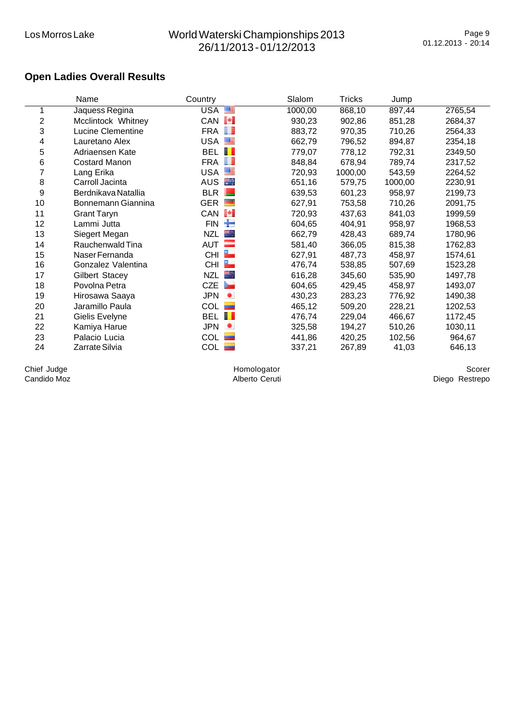Los Morros Lake

World Waterski Championships 2013
26/11/2013 - 01/12/2013

## Open Ladies Overall Results

| | Name | Country | Slalom | Tricks | Jump | |
|---|---|---|---|---|---|---|
| 1 | Jaquess Regina | USA | 1000,00 | 868,10 | 897,44 | 2765,54 |
| 2 | Mcclintock Whitney | CAN | 930,23 | 902,86 | 851,28 | 2684,37 |
| 3 | Lucine Clementine | FRA | 883,72 | 970,35 | 710,26 | 2564,33 |
| 4 | Lauretano Alex | USA | 662,79 | 796,52 | 894,87 | 2354,18 |
| 5 | Adriaensen Kate | BEL | 779,07 | 778,12 | 792,31 | 2349,50 |
| 6 | Costard Manon | FRA | 848,84 | 678,94 | 789,74 | 2317,52 |
| 7 | Lang Erika | USA | 720,93 | 1000,00 | 543,59 | 2264,52 |
| 8 | Carroll Jacinta | AUS | 651,16 | 579,75 | 1000,00 | 2230,91 |
| 9 | Berdnikava Natallia | BLR | 639,53 | 601,23 | 958,97 | 2199,73 |
| 10 | Bonnemann Giannina | GER | 627,91 | 753,58 | 710,26 | 2091,75 |
| 11 | Grant Taryn | CAN | 720,93 | 437,63 | 841,03 | 1999,59 |
| 12 | Lammi Jutta | FIN | 604,65 | 404,91 | 958,97 | 1968,53 |
| 13 | Siegert Megan | NZL | 662,79 | 428,43 | 689,74 | 1780,96 |
| 14 | Rauchenwald Tina | AUT | 581,40 | 366,05 | 815,38 | 1762,83 |
| 15 | Naser Fernanda | CHI | 627,91 | 487,73 | 458,97 | 1574,61 |
| 16 | Gonzalez Valentina | CHI | 476,74 | 538,85 | 507,69 | 1523,28 |
| 17 | Gilbert Stacey | NZL | 616,28 | 345,60 | 535,90 | 1497,78 |
| 18 | Povolna Petra | CZE | 604,65 | 429,45 | 458,97 | 1493,07 |
| 19 | Hirosawa Saaya | JPN | 430,23 | 283,23 | 776,92 | 1490,38 |
| 20 | Jaramillo Paula | COL | 465,12 | 509,20 | 228,21 | 1202,53 |
| 21 | Gielis Evelyne | BEL | 476,74 | 229,04 | 466,67 | 1172,45 |
| 22 | Kamiya Harue | JPN | 325,58 | 194,27 | 510,26 | 1030,11 |
| 23 | Palacio Lucia | COL | 441,86 | 420,25 | 102,56 | 964,67 |
| 24 | Zarrate Silvia | COL | 337,21 | 267,89 | 41,03 | 646,13 |

Chief Judge
Candido Moz

Homologator
Alberto Ceruti

Scorer
Diego Restrepo